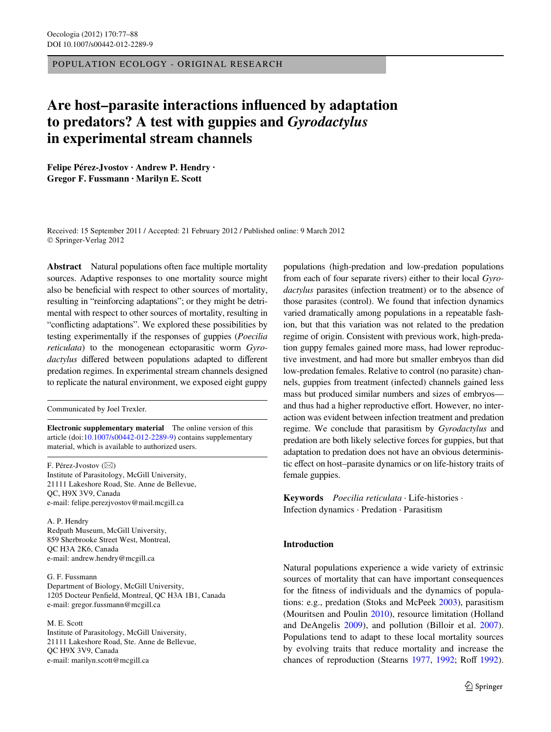POPULATION ECOLOGY - ORIGINAL RESEARCH

# Are host–parasite interactions influenced by adaptation to predators? A test with guppies and *Gyrodactylus* in experimental stream channels

**Felipe Pérez-Jvostov · Andrew P. Hendry · Gregor F. Fussmann · Marilyn E. Scott**

Received: 15 September 2011 / Accepted: 21 February 2012 / Published online: 9 March 2012
© Springer-Verlag 2012

**Abstract** Natural populations often face multiple mortality sources. Adaptive responses to one mortality source might also be beneficial with respect to other sources of mortality, resulting in "reinforcing adaptations"; or they might be detrimental with respect to other sources of mortality, resulting in "conflicting adaptations". We explored these possibilities by testing experimentally if the responses of guppies (*Poecilia reticulata*) to the monogenean ectoparasitic worm *Gyrodactylus* differed between populations adapted to different predation regimes. In experimental stream channels designed to replicate the natural environment, we exposed eight guppy populations (high-predation and low-predation populations from each of four separate rivers) either to their local *Gyrodactylus* parasites (infection treatment) or to the absence of those parasites (control). We found that infection dynamics varied dramatically among populations in a repeatable fashion, but that this variation was not related to the predation regime of origin. Consistent with previous work, high-predation guppy females gained more mass, had lower reproductive investment, and had more but smaller embryos than did low-predation females. Relative to control (no parasite) channels, guppies from treatment (infected) channels gained less mass but produced similar numbers and sizes of embryos—and thus had a higher reproductive effort. However, no interaction was evident between infection treatment and predation regime. We conclude that parasitism by *Gyrodactylus* and predation are both likely selective forces for guppies, but that adaptation to predation does not have an obvious deterministic effect on host–parasite dynamics or on life-history traits of female guppies.

**Keywords** *Poecilia reticulata* · Life-histories · Infection dynamics · Predation · Parasitism

Communicated by Joel Trexler.

**Electronic supplementary material** The online version of this article (doi:10.1007/s00442-012-2289-9) contains supplementary material, which is available to authorized users.

F. Pérez-Jvostov (✉)
Institute of Parasitology, McGill University,
21111 Lakeshore Road, Ste. Anne de Bellevue,
QC, H9X 3V9, Canada
e-mail: felipe.perezjvostov@mail.mcgill.ca

A. P. Hendry
Redpath Museum, McGill University,
859 Sherbrooke Street West, Montreal,
QC H3A 2K6, Canada
e-mail: andrew.hendry@mcgill.ca

G. F. Fussmann
Department of Biology, McGill University,
1205 Docteur Penfield, Montreal, QC H3A 1B1, Canada
e-mail: gregor.fussmann@mcgill.ca

M. E. Scott
Institute of Parasitology, McGill University,
21111 Lakeshore Road, Ste. Anne de Bellevue,
QC H9X 3V9, Canada
e-mail: marilyn.scott@mcgill.ca

## Introduction

Natural populations experience a wide variety of extrinsic sources of mortality that can have important consequences for the fitness of individuals and the dynamics of populations: e.g., predation (Stoks and McPeek 2003), parasitism (Mouritsen and Poulin 2010), resource limitation (Holland and DeAngelis 2009), and pollution (Billoir et al. 2007). Populations tend to adapt to these local mortality sources by evolving traits that reduce mortality and increase the chances of reproduction (Stearns 1977, 1992; Roff 1992).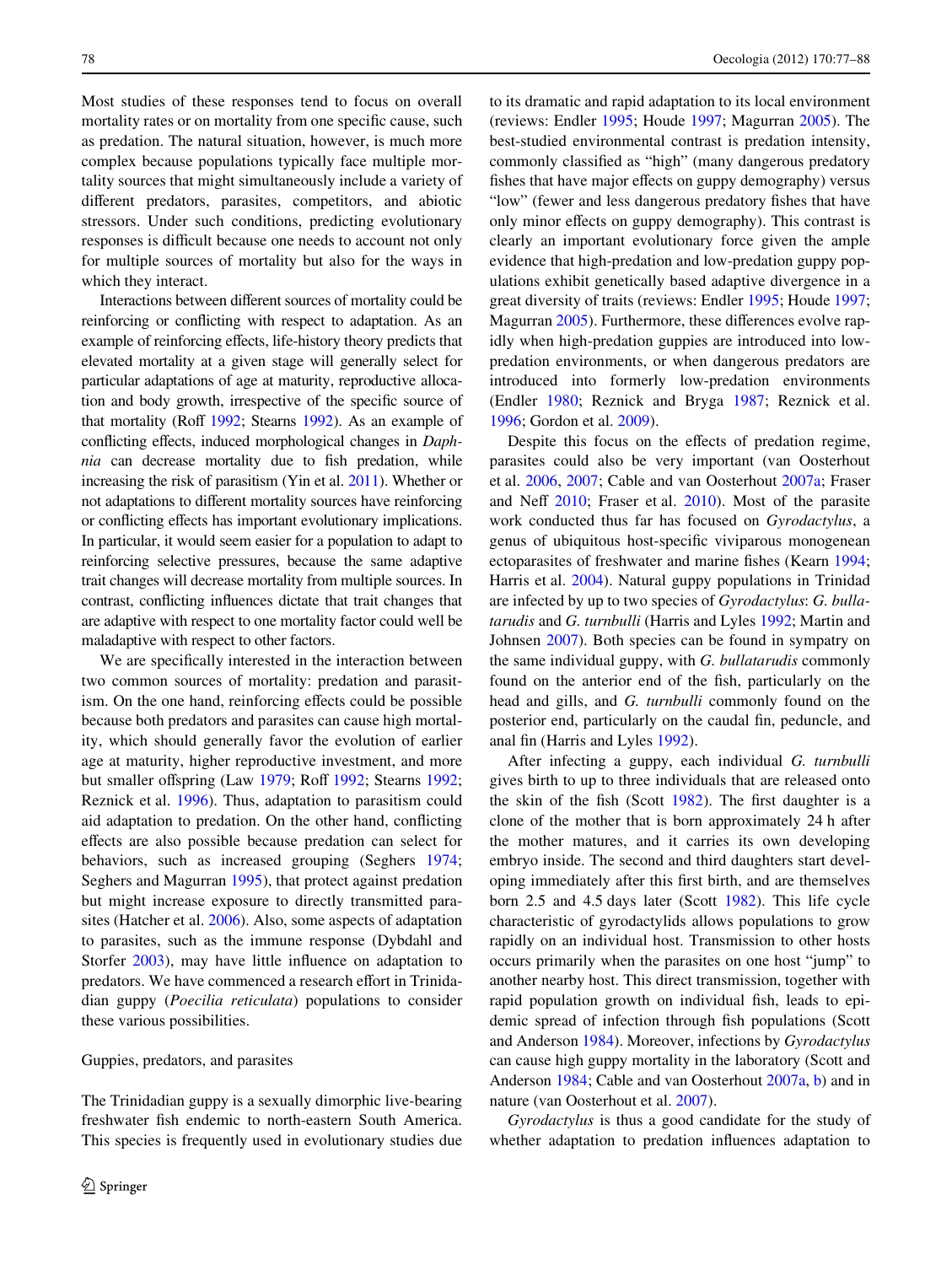Most studies of these responses tend to focus on overall mortality rates or on mortality from one specific cause, such as predation. The natural situation, however, is much more complex because populations typically face multiple mortality sources that might simultaneously include a variety of different predators, parasites, competitors, and abiotic stressors. Under such conditions, predicting evolutionary responses is difficult because one needs to account not only for multiple sources of mortality but also for the ways in which they interact.

Interactions between different sources of mortality could be reinforcing or conflicting with respect to adaptation. As an example of reinforcing effects, life-history theory predicts that elevated mortality at a given stage will generally select for particular adaptations of age at maturity, reproductive allocation and body growth, irrespective of the specific source of that mortality (Roff 1992; Stearns 1992). As an example of conflicting effects, induced morphological changes in *Daphnia* can decrease mortality due to fish predation, while increasing the risk of parasitism (Yin et al. 2011). Whether or not adaptations to different mortality sources have reinforcing or conflicting effects has important evolutionary implications. In particular, it would seem easier for a population to adapt to reinforcing selective pressures, because the same adaptive trait changes will decrease mortality from multiple sources. In contrast, conflicting influences dictate that trait changes that are adaptive with respect to one mortality factor could well be maladaptive with respect to other factors.

We are specifically interested in the interaction between two common sources of mortality: predation and parasitism. On the one hand, reinforcing effects could be possible because both predators and parasites can cause high mortality, which should generally favor the evolution of earlier age at maturity, higher reproductive investment, and more but smaller offspring (Law 1979; Roff 1992; Stearns 1992; Reznick et al. 1996). Thus, adaptation to parasitism could aid adaptation to predation. On the other hand, conflicting effects are also possible because predation can select for behaviors, such as increased grouping (Seghers 1974; Seghers and Magurran 1995), that protect against predation but might increase exposure to directly transmitted parasites (Hatcher et al. 2006). Also, some aspects of adaptation to parasites, such as the immune response (Dybdahl and Storfer 2003), may have little influence on adaptation to predators. We have commenced a research effort in Trinidadian guppy (*Poecilia reticulata*) populations to consider these various possibilities.

## Guppies, predators, and parasites

The Trinidadian guppy is a sexually dimorphic live-bearing freshwater fish endemic to north-eastern South America. This species is frequently used in evolutionary studies due to its dramatic and rapid adaptation to its local environment (reviews: Endler 1995; Houde 1997; Magurran 2005). The best-studied environmental contrast is predation intensity, commonly classified as "high" (many dangerous predatory fishes that have major effects on guppy demography) versus "low" (fewer and less dangerous predatory fishes that have only minor effects on guppy demography). This contrast is clearly an important evolutionary force given the ample evidence that high-predation and low-predation guppy populations exhibit genetically based adaptive divergence in a great diversity of traits (reviews: Endler 1995; Houde 1997; Magurran 2005). Furthermore, these differences evolve rapidly when high-predation guppies are introduced into low-predation environments, or when dangerous predators are introduced into formerly low-predation environments (Endler 1980; Reznick and Bryga 1987; Reznick et al. 1996; Gordon et al. 2009).

Despite this focus on the effects of predation regime, parasites could also be very important (van Oosterhout et al. 2006, 2007; Cable and van Oosterhout 2007a; Fraser and Neff 2010; Fraser et al. 2010). Most of the parasite work conducted thus far has focused on *Gyrodactylus*, a genus of ubiquitous host-specific viviparous monogenean ectoparasites of freshwater and marine fishes (Kearn 1994; Harris et al. 2004). Natural guppy populations in Trinidad are infected by up to two species of *Gyrodactylus*: *G. bullatarudis* and *G. turnbulli* (Harris and Lyles 1992; Martin and Johnsen 2007). Both species can be found in sympatry on the same individual guppy, with *G. bullatarudis* commonly found on the anterior end of the fish, particularly on the head and gills, and *G. turnbulli* commonly found on the posterior end, particularly on the caudal fin, peduncle, and anal fin (Harris and Lyles 1992).

After infecting a guppy, each individual *G. turnbulli* gives birth to up to three individuals that are released onto the skin of the fish (Scott 1982). The first daughter is a clone of the mother that is born approximately 24 h after the mother matures, and it carries its own developing embryo inside. The second and third daughters start developing immediately after this first birth, and are themselves born 2.5 and 4.5 days later (Scott 1982). This life cycle characteristic of gyrodactylids allows populations to grow rapidly on an individual host. Transmission to other hosts occurs primarily when the parasites on one host "jump" to another nearby host. This direct transmission, together with rapid population growth on individual fish, leads to epidemic spread of infection through fish populations (Scott and Anderson 1984). Moreover, infections by *Gyrodactylus* can cause high guppy mortality in the laboratory (Scott and Anderson 1984; Cable and van Oosterhout 2007a, b) and in nature (van Oosterhout et al. 2007).

*Gyrodactylus* is thus a good candidate for the study of whether adaptation to predation influences adaptation to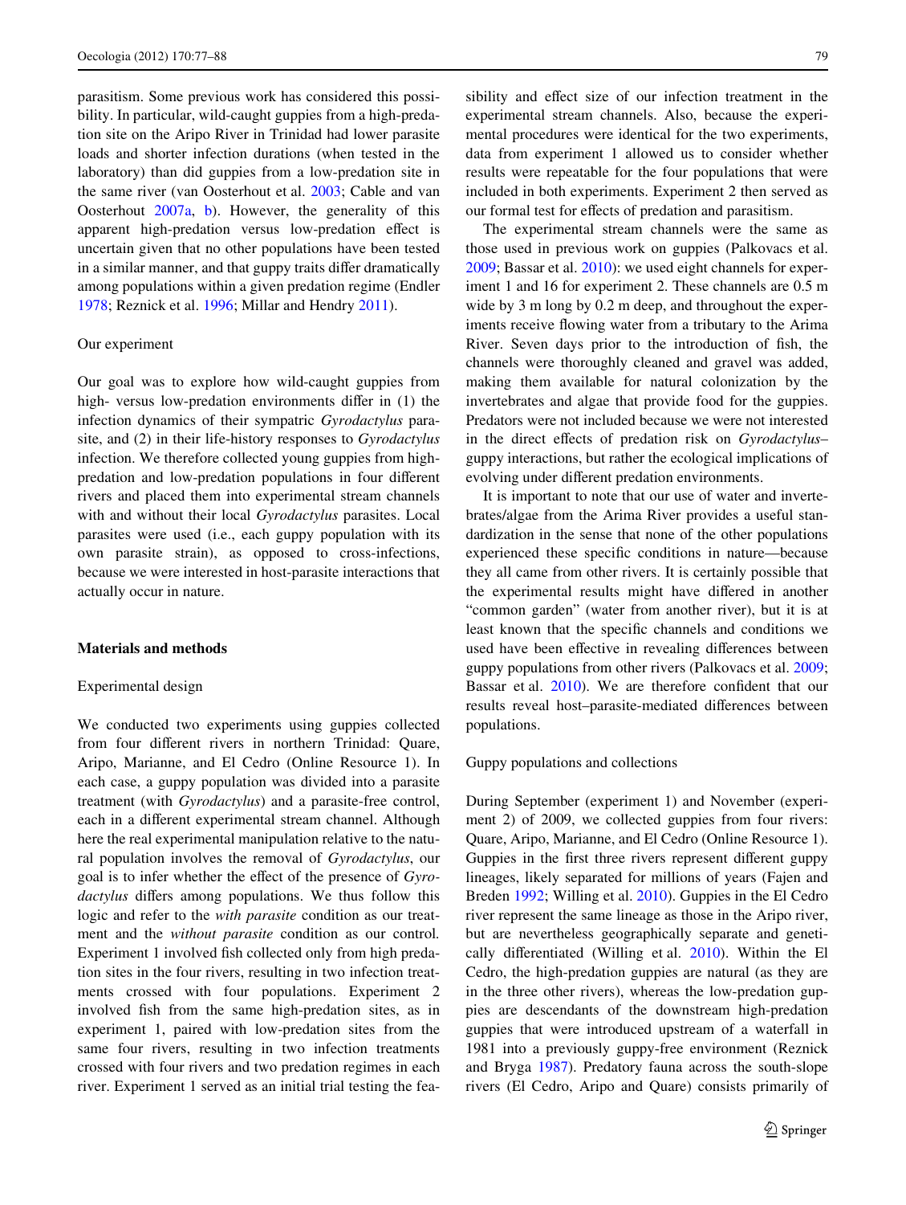parasitism. Some previous work has considered this possibility. In particular, wild-caught guppies from a high-predation site on the Aripo River in Trinidad had lower parasite loads and shorter infection durations (when tested in the laboratory) than did guppies from a low-predation site in the same river (van Oosterhout et al. 2003; Cable and van Oosterhout 2007a, b). However, the generality of this apparent high-predation versus low-predation effect is uncertain given that no other populations have been tested in a similar manner, and that guppy traits differ dramatically among populations within a given predation regime (Endler 1978; Reznick et al. 1996; Millar and Hendry 2011).

### Our experiment

Our goal was to explore how wild-caught guppies from high- versus low-predation environments differ in (1) the infection dynamics of their sympatric *Gyrodactylus* parasite, and (2) in their life-history responses to *Gyrodactylus* infection. We therefore collected young guppies from high-predation and low-predation populations in four different rivers and placed them into experimental stream channels with and without their local *Gyrodactylus* parasites. Local parasites were used (i.e., each guppy population with its own parasite strain), as opposed to cross-infections, because we were interested in host-parasite interactions that actually occur in nature.

## Materials and methods

### Experimental design

We conducted two experiments using guppies collected from four different rivers in northern Trinidad: Quare, Aripo, Marianne, and El Cedro (Online Resource 1). In each case, a guppy population was divided into a parasite treatment (with *Gyrodactylus*) and a parasite-free control, each in a different experimental stream channel. Although here the real experimental manipulation relative to the natural population involves the removal of *Gyrodactylus*, our goal is to infer whether the effect of the presence of *Gyrodactylus* differs among populations. We thus follow this logic and refer to the *with parasite* condition as our treatment and the *without parasite* condition as our control. Experiment 1 involved fish collected only from high predation sites in the four rivers, resulting in two infection treatments crossed with four populations. Experiment 2 involved fish from the same high-predation sites, as in experiment 1, paired with low-predation sites from the same four rivers, resulting in two infection treatments crossed with four rivers and two predation regimes in each river. Experiment 1 served as an initial trial testing the feasibility and effect size of our infection treatment in the experimental stream channels. Also, because the experimental procedures were identical for the two experiments, data from experiment 1 allowed us to consider whether results were repeatable for the four populations that were included in both experiments. Experiment 2 then served as our formal test for effects of predation and parasitism.

The experimental stream channels were the same as those used in previous work on guppies (Palkovacs et al. 2009; Bassar et al. 2010): we used eight channels for experiment 1 and 16 for experiment 2. These channels are 0.5 m wide by 3 m long by 0.2 m deep, and throughout the experiments receive flowing water from a tributary to the Arima River. Seven days prior to the introduction of fish, the channels were thoroughly cleaned and gravel was added, making them available for natural colonization by the invertebrates and algae that provide food for the guppies. Predators were not included because we were not interested in the direct effects of predation risk on *Gyrodactylus*–guppy interactions, but rather the ecological implications of evolving under different predation environments.

It is important to note that our use of water and invertebrates/algae from the Arima River provides a useful standardization in the sense that none of the other populations experienced these specific conditions in nature—because they all came from other rivers. It is certainly possible that the experimental results might have differed in another "common garden" (water from another river), but it is at least known that the specific channels and conditions we used have been effective in revealing differences between guppy populations from other rivers (Palkovacs et al. 2009; Bassar et al. 2010). We are therefore confident that our results reveal host–parasite-mediated differences between populations.

### Guppy populations and collections

During September (experiment 1) and November (experiment 2) of 2009, we collected guppies from four rivers: Quare, Aripo, Marianne, and El Cedro (Online Resource 1). Guppies in the first three rivers represent different guppy lineages, likely separated for millions of years (Fajen and Breden 1992; Willing et al. 2010). Guppies in the El Cedro river represent the same lineage as those in the Aripo river, but are nevertheless geographically separate and genetically differentiated (Willing et al. 2010). Within the El Cedro, the high-predation guppies are natural (as they are in the three other rivers), whereas the low-predation guppies are descendants of the downstream high-predation guppies that were introduced upstream of a waterfall in 1981 into a previously guppy-free environment (Reznick and Bryga 1987). Predatory fauna across the south-slope rivers (El Cedro, Aripo and Quare) consists primarily of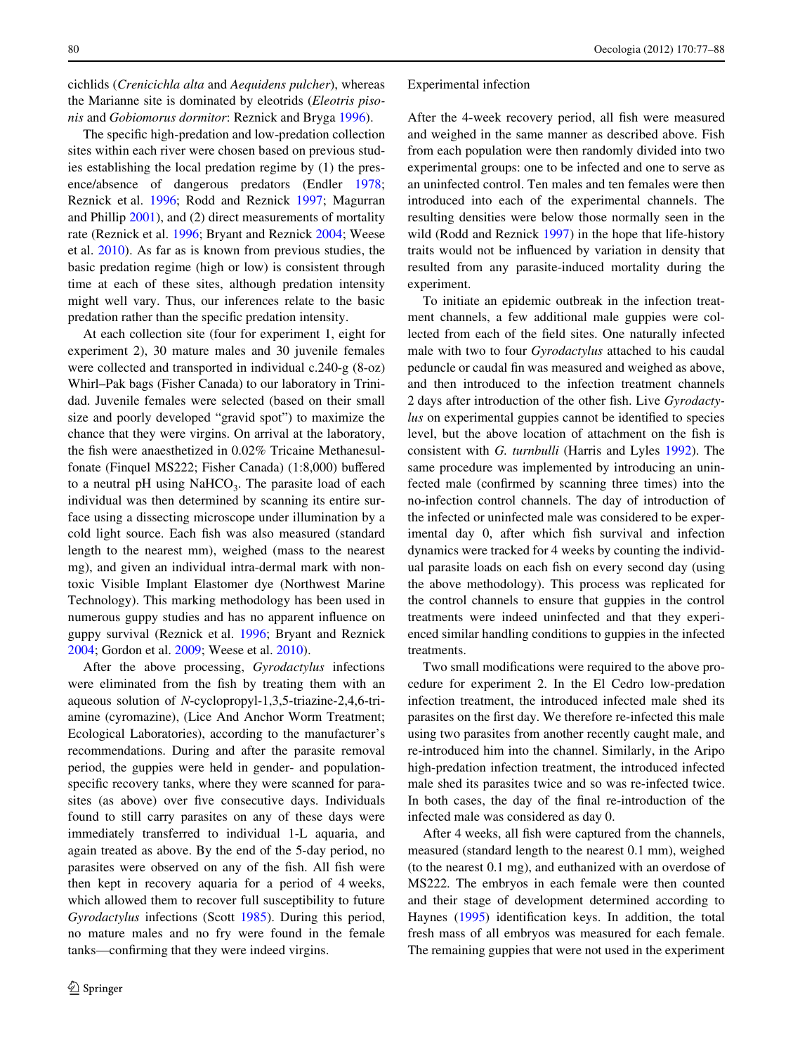cichlids (*Crenicichla alta* and *Aequidens pulcher*), whereas the Marianne site is dominated by eleotrids (*Eleotris pisonis* and *Gobiomorus dormitor*: Reznick and Bryga 1996).

The specific high-predation and low-predation collection sites within each river were chosen based on previous studies establishing the local predation regime by (1) the presence/absence of dangerous predators (Endler 1978; Reznick et al. 1996; Rodd and Reznick 1997; Magurran and Phillip 2001), and (2) direct measurements of mortality rate (Reznick et al. 1996; Bryant and Reznick 2004; Weese et al. 2010). As far as is known from previous studies, the basic predation regime (high or low) is consistent through time at each of these sites, although predation intensity might well vary. Thus, our inferences relate to the basic predation rather than the specific predation intensity.

At each collection site (four for experiment 1, eight for experiment 2), 30 mature males and 30 juvenile females were collected and transported in individual c.240-g (8-oz) Whirl–Pak bags (Fisher Canada) to our laboratory in Trinidad. Juvenile females were selected (based on their small size and poorly developed "gravid spot") to maximize the chance that they were virgins. On arrival at the laboratory, the fish were anaesthetized in 0.02% Tricaine Methanesulfonate (Finquel MS222; Fisher Canada) (1:8,000) buffered to a neutral pH using $NaHCO_3$. The parasite load of each individual was then determined by scanning its entire surface using a dissecting microscope under illumination by a cold light source. Each fish was also measured (standard length to the nearest mm), weighed (mass to the nearest mg), and given an individual intra-dermal mark with non-toxic Visible Implant Elastomer dye (Northwest Marine Technology). This marking methodology has been used in numerous guppy studies and has no apparent influence on guppy survival (Reznick et al. 1996; Bryant and Reznick 2004; Gordon et al. 2009; Weese et al. 2010).

After the above processing, *Gyrodactylus* infections were eliminated from the fish by treating them with an aqueous solution of *N*-cyclopropyl-1,3,5-triazine-2,4,6-triamine (cyromazine), (Lice And Anchor Worm Treatment; Ecological Laboratories), according to the manufacturer's recommendations. During and after the parasite removal period, the guppies were held in gender- and population-specific recovery tanks, where they were scanned for parasites (as above) over five consecutive days. Individuals found to still carry parasites on any of these days were immediately transferred to individual 1-L aquaria, and again treated as above. By the end of the 5-day period, no parasites were observed on any of the fish. All fish were then kept in recovery aquaria for a period of 4 weeks, which allowed them to recover full susceptibility to future *Gyrodactylus* infections (Scott 1985). During this period, no mature males and no fry were found in the female tanks—confirming that they were indeed virgins.

Experimental infection

After the 4-week recovery period, all fish were measured and weighed in the same manner as described above. Fish from each population were then randomly divided into two experimental groups: one to be infected and one to serve as an uninfected control. Ten males and ten females were then introduced into each of the experimental channels. The resulting densities were below those normally seen in the wild (Rodd and Reznick 1997) in the hope that life-history traits would not be influenced by variation in density that resulted from any parasite-induced mortality during the experiment.

To initiate an epidemic outbreak in the infection treatment channels, a few additional male guppies were collected from each of the field sites. One naturally infected male with two to four *Gyrodactylus* attached to his caudal peduncle or caudal fin was measured and weighed as above, and then introduced to the infection treatment channels 2 days after introduction of the other fish. Live *Gyrodactylus* on experimental guppies cannot be identified to species level, but the above location of attachment on the fish is consistent with *G. turnbulli* (Harris and Lyles 1992). The same procedure was implemented by introducing an uninfected male (confirmed by scanning three times) into the no-infection control channels. The day of introduction of the infected or uninfected male was considered to be experimental day 0, after which fish survival and infection dynamics were tracked for 4 weeks by counting the individual parasite loads on each fish on every second day (using the above methodology). This process was replicated for the control channels to ensure that guppies in the control treatments were indeed uninfected and that they experienced similar handling conditions to guppies in the infected treatments.

Two small modifications were required to the above procedure for experiment 2. In the El Cedro low-predation infection treatment, the introduced infected male shed its parasites on the first day. We therefore re-infected this male using two parasites from another recently caught male, and re-introduced him into the channel. Similarly, in the Aripo high-predation infection treatment, the introduced infected male shed its parasites twice and so was re-infected twice. In both cases, the day of the final re-introduction of the infected male was considered as day 0.

After 4 weeks, all fish were captured from the channels, measured (standard length to the nearest 0.1 mm), weighed (to the nearest 0.1 mg), and euthanized with an overdose of MS222. The embryos in each female were then counted and their stage of development determined according to Haynes (1995) identification keys. In addition, the total fresh mass of all embryos was measured for each female. The remaining guppies that were not used in the experiment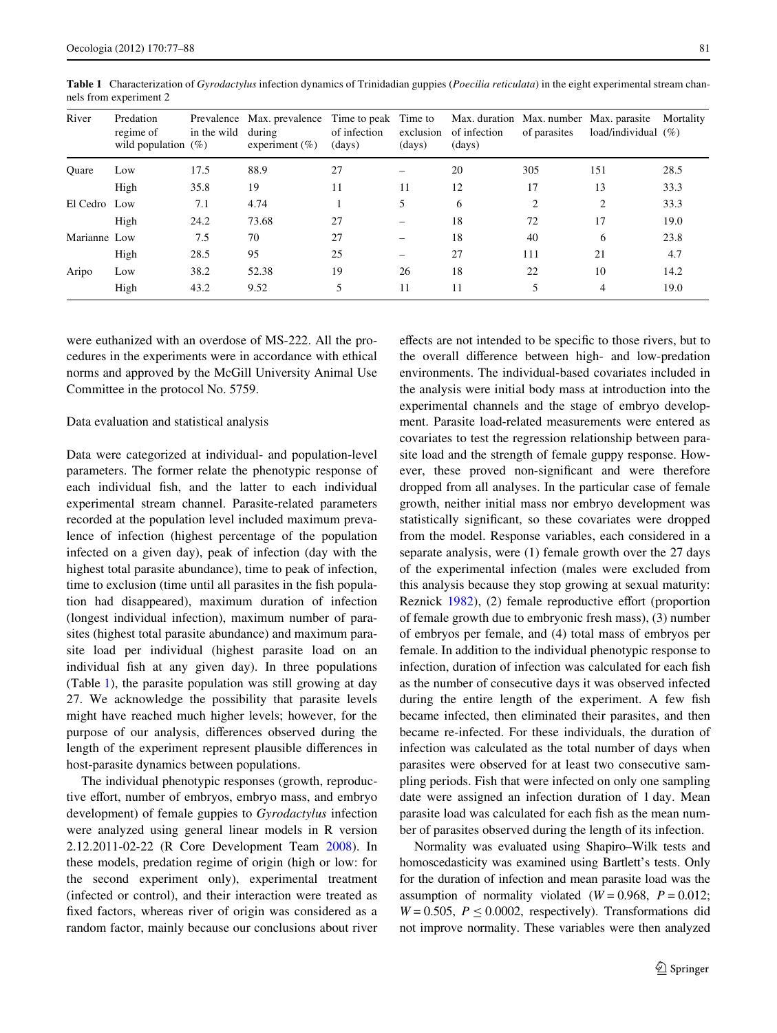**Table 1** Characterization of *Gyrodactylus* infection dynamics of Trinidadian guppies (*Poecilia reticulata*) in the eight experimental stream channels from experiment 2

| River | Predation regime of wild population | Prevalence in the wild (%) | Max. prevalence during experiment (%) | Time to peak of infection (days) | Time to exclusion (days) | Max. duration of infection (days) | Max. number of parasites | Max. parasite load/individual | Mortality (%) |
|---|---|---|---|---|---|---|---|---|---|
| Quare | Low | 17.5 | 88.9 | 27 | – | 20 | 305 | 151 | 28.5 |
| | High | 35.8 | 19 | 11 | 11 | 12 | 17 | 13 | 33.3 |
| El Cedro | Low | 7.1 | 4.74 | 1 | 5 | 6 | 2 | 2 | 33.3 |
| | High | 24.2 | 73.68 | 27 | – | 18 | 72 | 17 | 19.0 |
| Marianne | Low | 7.5 | 70 | 27 | – | 18 | 40 | 6 | 23.8 |
| | High | 28.5 | 95 | 25 | – | 27 | 111 | 21 | 4.7 |
| Aripo | Low | 38.2 | 52.38 | 19 | 26 | 18 | 22 | 10 | 14.2 |
| | High | 43.2 | 9.52 | 5 | 11 | 11 | 5 | 4 | 19.0 |

were euthanized with an overdose of MS-222. All the procedures in the experiments were in accordance with ethical norms and approved by the McGill University Animal Use Committee in the protocol No. 5759.

### Data evaluation and statistical analysis

Data were categorized at individual- and population-level parameters. The former relate the phenotypic response of each individual fish, and the latter to each individual experimental stream channel. Parasite-related parameters recorded at the population level included maximum prevalence of infection (highest percentage of the population infected on a given day), peak of infection (day with the highest total parasite abundance), time to peak of infection, time to exclusion (time until all parasites in the fish population had disappeared), maximum duration of infection (longest individual infection), maximum number of parasites (highest total parasite abundance) and maximum parasite load per individual (highest parasite load on an individual fish at any given day). In three populations (Table 1), the parasite population was still growing at day 27. We acknowledge the possibility that parasite levels might have reached much higher levels; however, for the purpose of our analysis, differences observed during the length of the experiment represent plausible differences in host-parasite dynamics between populations.

The individual phenotypic responses (growth, reproductive effort, number of embryos, embryo mass, and embryo development) of female guppies to *Gyrodactylus* infection were analyzed using general linear models in R version 2.12.2011-02-22 (R Core Development Team 2008). In these models, predation regime of origin (high or low: for the second experiment only), experimental treatment (infected or control), and their interaction were treated as fixed factors, whereas river of origin was considered as a random factor, mainly because our conclusions about river effects are not intended to be specific to those rivers, but to the overall difference between high- and low-predation environments. The individual-based covariates included in the analysis were initial body mass at introduction into the experimental channels and the stage of embryo development. Parasite load-related measurements were entered as covariates to test the regression relationship between parasite load and the strength of female guppy response. However, these proved non-significant and were therefore dropped from all analyses. In the particular case of female growth, neither initial mass nor embryo development was statistically significant, so these covariates were dropped from the model. Response variables, each considered in a separate analysis, were (1) female growth over the 27 days of the experimental infection (males were excluded from this analysis because they stop growing at sexual maturity: Reznick 1982), (2) female reproductive effort (proportion of female growth due to embryonic fresh mass), (3) number of embryos per female, and (4) total mass of embryos per female. In addition to the individual phenotypic response to infection, duration of infection was calculated for each fish as the number of consecutive days it was observed infected during the entire length of the experiment. A few fish became infected, then eliminated their parasites, and then became re-infected. For these individuals, the duration of infection was calculated as the total number of days when parasites were observed for at least two consecutive sampling periods. Fish that were infected on only one sampling date were assigned an infection duration of 1 day. Mean parasite load was calculated for each fish as the mean number of parasites observed during the length of its infection.

Normality was evaluated using Shapiro–Wilk tests and homoscedasticity was examined using Bartlett's tests. Only for the duration of infection and mean parasite load was the assumption of normality violated ($W = 0.968$, $P = 0.012$; $W = 0.505$, $P \leq 0.0002$, respectively). Transformations did not improve normality. These variables were then analyzed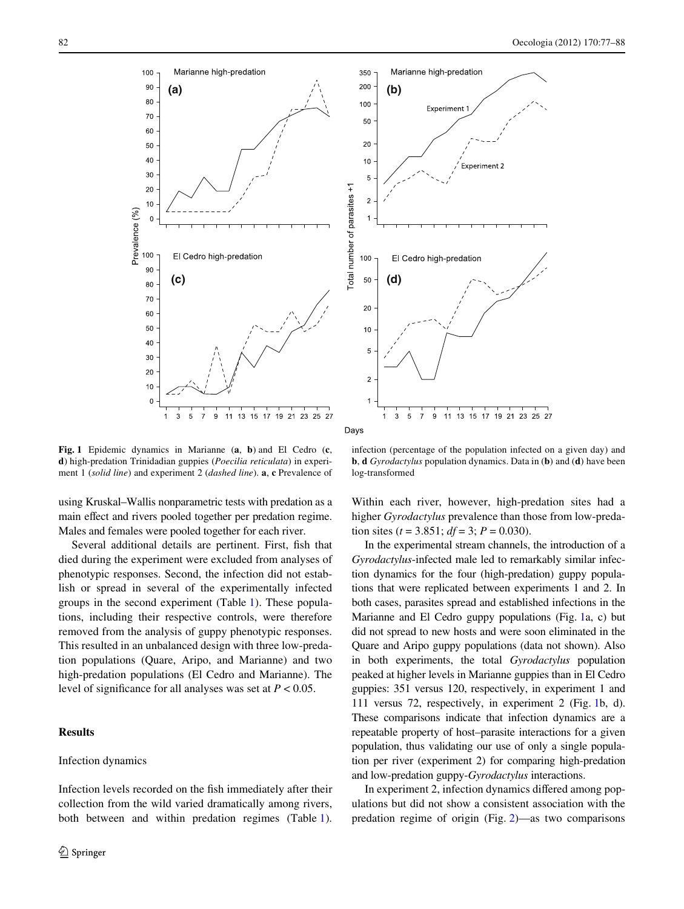Fig. 1 Epidemic dynamics in Marianne (**a**, **b**) and El Cedro (**c**, **d**) high-predation Trinidadian guppies (*Poecilia reticulata*) in experiment 1 (*solid line*) and experiment 2 (*dashed line*). **a**, **c** Prevalence of infection (percentage of the population infected on a given day) and **b**, **d** *Gyrodactylus* population dynamics. Data in (**b**) and (**d**) have been log-transformed

using Kruskal–Wallis nonparametric tests with predation as a main effect and rivers pooled together per predation regime. Males and females were pooled together for each river.

Several additional details are pertinent. First, fish that died during the experiment were excluded from analyses of phenotypic responses. Second, the infection did not establish or spread in several of the experimentally infected groups in the second experiment (Table 1). These populations, including their respective controls, were therefore removed from the analysis of guppy phenotypic responses. This resulted in an unbalanced design with three low-predation populations (Quare, Aripo, and Marianne) and two high-predation populations (El Cedro and Marianne). The level of significance for all analyses was set at $P < 0.05$.

## Results

### Infection dynamics

Infection levels recorded on the fish immediately after their collection from the wild varied dramatically among rivers, both between and within predation regimes (Table 1). Within each river, however, high-predation sites had a higher *Gyrodactylus* prevalence than those from low-predation sites ($t = 3.851$; $df = 3$; $P = 0.030$).

In the experimental stream channels, the introduction of a *Gyrodactylus*-infected male led to remarkably similar infection dynamics for the four (high-predation) guppy populations that were replicated between experiments 1 and 2. In both cases, parasites spread and established infections in the Marianne and El Cedro guppy populations (Fig. 1a, c) but did not spread to new hosts and were soon eliminated in the Quare and Aripo guppy populations (data not shown). Also in both experiments, the total *Gyrodactylus* population peaked at higher levels in Marianne guppies than in El Cedro guppies: 351 versus 120, respectively, in experiment 1 and 111 versus 72, respectively, in experiment 2 (Fig. 1b, d). These comparisons indicate that infection dynamics are a repeatable property of host–parasite interactions for a given population, thus validating our use of only a single population per river (experiment 2) for comparing high-predation and low-predation guppy-*Gyrodactylus* interactions.

In experiment 2, infection dynamics differed among populations but did not show a consistent association with the predation regime of origin (Fig. 2)—as two comparisons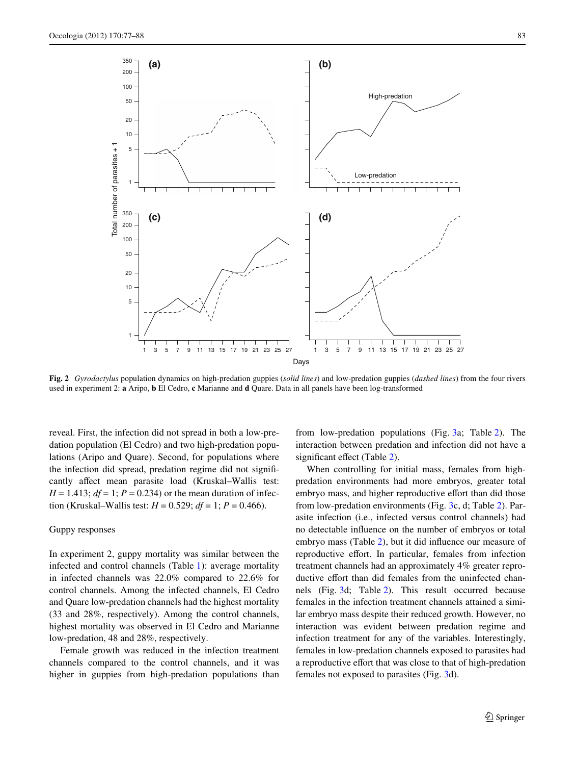**Fig. 2** *Gyrodactylus* population dynamics on high-predation guppies (*solid lines*) and low-predation guppies (*dashed lines*) from the four rivers used in experiment 2: **a** Aripo, **b** El Cedro, **c** Marianne and **d** Quare. Data in all panels have been log-transformed

reveal. First, the infection did not spread in both a low-predation population (El Cedro) and two high-predation populations (Aripo and Quare). Second, for populations where the infection did spread, predation regime did not significantly affect mean parasite load (Kruskal–Wallis test: $H = 1.413$; $df = 1$; $P = 0.234$) or the mean duration of infection (Kruskal–Wallis test: $H = 0.529$; $df = 1$; $P = 0.466$).

### Guppy responses

In experiment 2, guppy mortality was similar between the infected and control channels (Table 1): average mortality in infected channels was 22.0% compared to 22.6% for control channels. Among the infected channels, El Cedro and Quare low-predation channels had the highest mortality (33 and 28%, respectively). Among the control channels, highest mortality was observed in El Cedro and Marianne low-predation, 48 and 28%, respectively.

Female growth was reduced in the infection treatment channels compared to the control channels, and it was higher in guppies from high-predation populations than from low-predation populations (Fig. 3a; Table 2). The interaction between predation and infection did not have a significant effect (Table 2).

When controlling for initial mass, females from high-predation environments had more embryos, greater total embryo mass, and higher reproductive effort than did those from low-predation environments (Fig. 3c, d; Table 2). Parasite infection (i.e., infected versus control channels) had no detectable influence on the number of embryos or total embryo mass (Table 2), but it did influence our measure of reproductive effort. In particular, females from infection treatment channels had an approximately 4% greater reproductive effort than did females from the uninfected channels (Fig. 3d; Table 2). This result occurred because females in the infection treatment channels attained a similar embryo mass despite their reduced growth. However, no interaction was evident between predation regime and infection treatment for any of the variables. Interestingly, females in low-predation channels exposed to parasites had a reproductive effort that was close to that of high-predation females not exposed to parasites (Fig. 3d).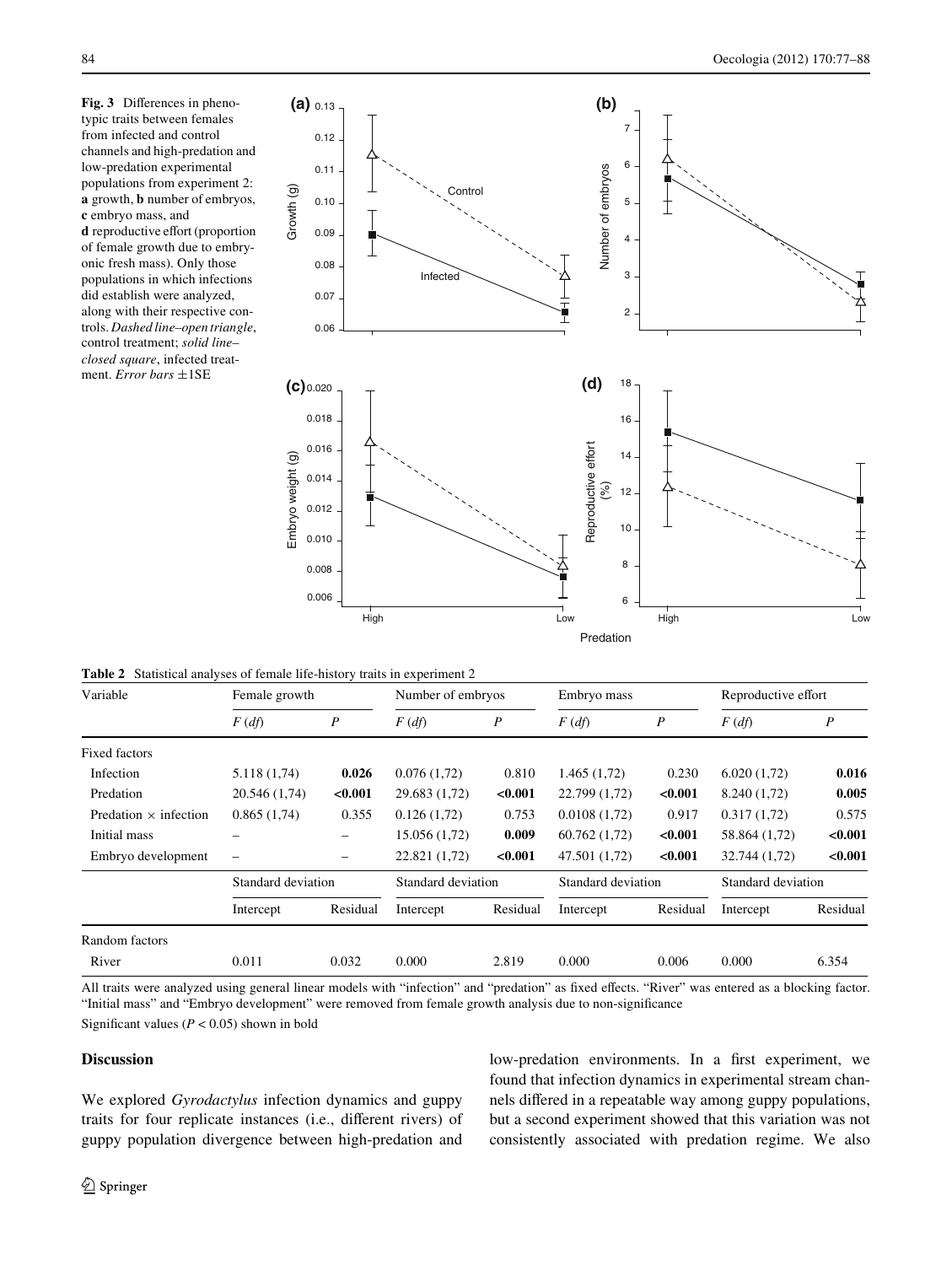**Fig. 3** Differences in phenotypic traits between females from infected and control channels and high-predation and low-predation experimental populations from experiment 2: **a** growth, **b** number of embryos, **c** embryo mass, and **d** reproductive effort (proportion of female growth due to embryonic fresh mass). Only those populations in which infections did establish were analyzed, along with their respective controls. *Dashed line–open triangle*, control treatment; *solid line–closed square*, infected treatment. *Error bars* ±1SE

**Table 2** Statistical analyses of female life-history traits in experiment 2

| Variable | Female growth | | Number of embryos | | Embryo mass | | Reproductive effort | |
|---|---|---|---|---|---|---|---|---|
| | *F* (*df*) | *P* | *F* (*df*) | *P* | *F* (*df*) | *P* | *F* (*df*) | *P* |
| Fixed factors | | | | | | | | |
| Infection | 5.118 (1,74) | **0.026** | 0.076 (1,72) | 0.810 | 1.465 (1,72) | 0.230 | 6.020 (1,72) | **0.016** |
| Predation | 20.546 (1,74) | **<0.001** | 29.683 (1,72) | **<0.001** | 22.799 (1,72) | **<0.001** | 8.240 (1,72) | **0.005** |
| Predation × infection | 0.865 (1,74) | 0.355 | 0.126 (1,72) | 0.753 | 0.0108 (1,72) | 0.917 | 0.317 (1,72) | 0.575 |
| Initial mass | – | – | 15.056 (1,72) | **0.009** | 60.762 (1,72) | **<0.001** | 58.864 (1,72) | **<0.001** |
| Embryo development | – | – | 22.821 (1,72) | **<0.001** | 47.501 (1,72) | **<0.001** | 32.744 (1,72) | **<0.001** |
| | Standard deviation | | Standard deviation | | Standard deviation | | Standard deviation | |
| | Intercept | Residual | Intercept | Residual | Intercept | Residual | Intercept | Residual |
| Random factors | | | | | | | | |
| River | 0.011 | 0.032 | 0.000 | 2.819 | 0.000 | 0.006 | 0.000 | 6.354 |

All traits were analyzed using general linear models with "infection" and "predation" as fixed effects. "River" was entered as a blocking factor. "Initial mass" and "Embryo development" were removed from female growth analysis due to non-significance

Significant values ($P < 0.05$) shown in bold

## Discussion

We explored *Gyrodactylus* infection dynamics and guppy traits for four replicate instances (i.e., different rivers) of guppy population divergence between high-predation and low-predation environments. In a first experiment, we found that infection dynamics in experimental stream channels differed in a repeatable way among guppy populations, but a second experiment showed that this variation was not consistently associated with predation regime. We also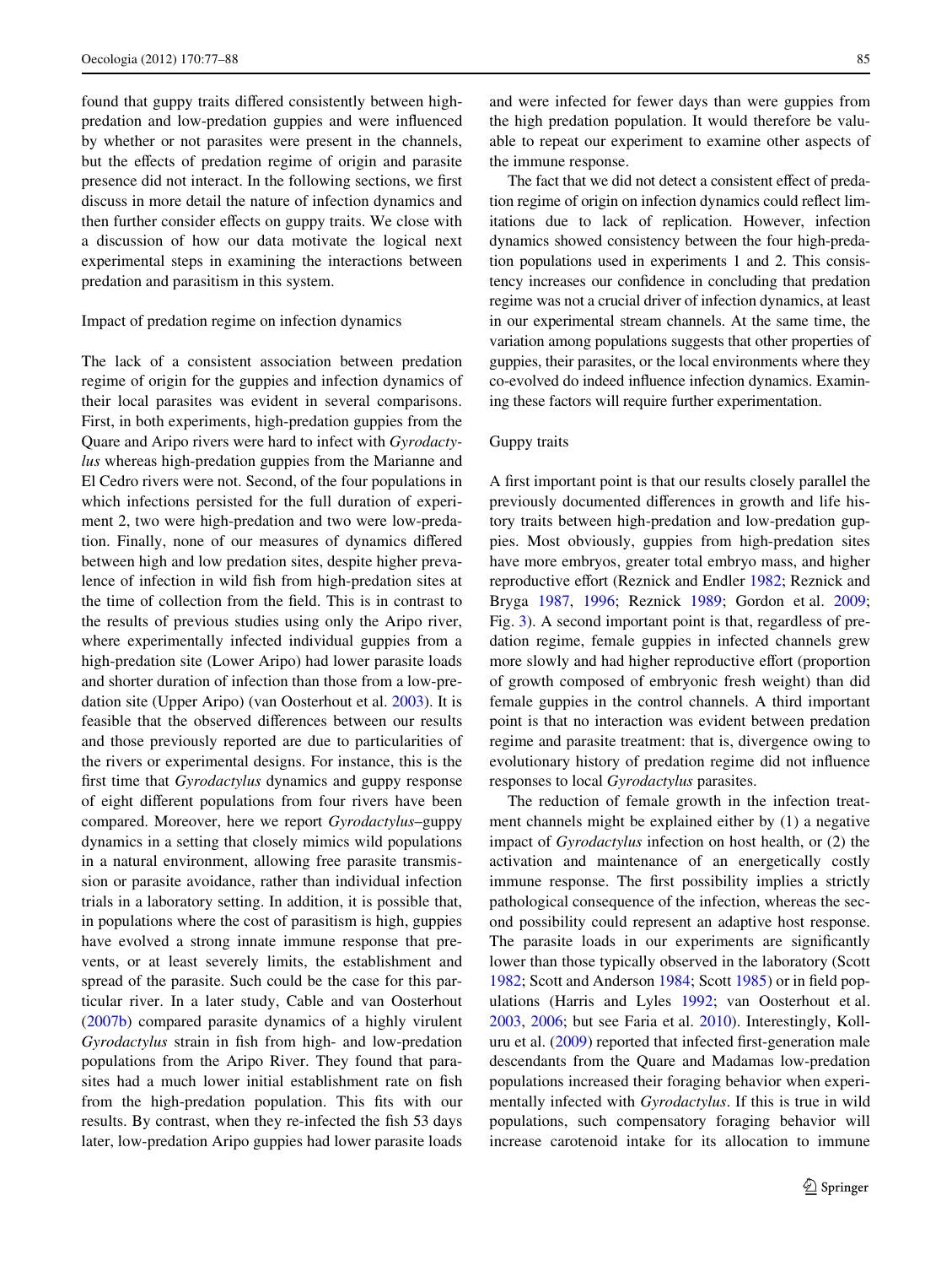found that guppy traits differed consistently between high-predation and low-predation guppies and were influenced by whether or not parasites were present in the channels, but the effects of predation regime of origin and parasite presence did not interact. In the following sections, we first discuss in more detail the nature of infection dynamics and then further consider effects on guppy traits. We close with a discussion of how our data motivate the logical next experimental steps in examining the interactions between predation and parasitism in this system.

### Impact of predation regime on infection dynamics

The lack of a consistent association between predation regime of origin for the guppies and infection dynamics of their local parasites was evident in several comparisons. First, in both experiments, high-predation guppies from the Quare and Aripo rivers were hard to infect with *Gyrodactylus* whereas high-predation guppies from the Marianne and El Cedro rivers were not. Second, of the four populations in which infections persisted for the full duration of experiment 2, two were high-predation and two were low-predation. Finally, none of our measures of dynamics differed between high and low predation sites, despite higher prevalence of infection in wild fish from high-predation sites at the time of collection from the field. This is in contrast to the results of previous studies using only the Aripo river, where experimentally infected individual guppies from a high-predation site (Lower Aripo) had lower parasite loads and shorter duration of infection than those from a low-predation site (Upper Aripo) (van Oosterhout et al. 2003). It is feasible that the observed differences between our results and those previously reported are due to particularities of the rivers or experimental designs. For instance, this is the first time that *Gyrodactylus* dynamics and guppy response of eight different populations from four rivers have been compared. Moreover, here we report *Gyrodactylus*–guppy dynamics in a setting that closely mimics wild populations in a natural environment, allowing free parasite transmission or parasite avoidance, rather than individual infection trials in a laboratory setting. In addition, it is possible that, in populations where the cost of parasitism is high, guppies have evolved a strong innate immune response that prevents, or at least severely limits, the establishment and spread of the parasite. Such could be the case for this particular river. In a later study, Cable and van Oosterhout (2007b) compared parasite dynamics of a highly virulent *Gyrodactylus* strain in fish from high- and low-predation populations from the Aripo River. They found that parasites had a much lower initial establishment rate on fish from the high-predation population. This fits with our results. By contrast, when they re-infected the fish 53 days later, low-predation Aripo guppies had lower parasite loads and were infected for fewer days than were guppies from the high predation population. It would therefore be valuable to repeat our experiment to examine other aspects of the immune response.

The fact that we did not detect a consistent effect of predation regime of origin on infection dynamics could reflect limitations due to lack of replication. However, infection dynamics showed consistency between the four high-predation populations used in experiments 1 and 2. This consistency increases our confidence in concluding that predation regime was not a crucial driver of infection dynamics, at least in our experimental stream channels. At the same time, the variation among populations suggests that other properties of guppies, their parasites, or the local environments where they co-evolved do indeed influence infection dynamics. Examining these factors will require further experimentation.

### Guppy traits

A first important point is that our results closely parallel the previously documented differences in growth and life history traits between high-predation and low-predation guppies. Most obviously, guppies from high-predation sites have more embryos, greater total embryo mass, and higher reproductive effort (Reznick and Endler 1982; Reznick and Bryga 1987, 1996; Reznick 1989; Gordon et al. 2009; Fig. 3). A second important point is that, regardless of predation regime, female guppies in infected channels grew more slowly and had higher reproductive effort (proportion of growth composed of embryonic fresh weight) than did female guppies in the control channels. A third important point is that no interaction was evident between predation regime and parasite treatment: that is, divergence owing to evolutionary history of predation regime did not influence responses to local *Gyrodactylus* parasites.

The reduction of female growth in the infection treatment channels might be explained either by (1) a negative impact of *Gyrodactylus* infection on host health, or (2) the activation and maintenance of an energetically costly immune response. The first possibility implies a strictly pathological consequence of the infection, whereas the second possibility could represent an adaptive host response. The parasite loads in our experiments are significantly lower than those typically observed in the laboratory (Scott 1982; Scott and Anderson 1984; Scott 1985) or in field populations (Harris and Lyles 1992; van Oosterhout et al. 2003, 2006; but see Faria et al. 2010). Interestingly, Kolluru et al. (2009) reported that infected first-generation male descendants from the Quare and Madamas low-predation populations increased their foraging behavior when experimentally infected with *Gyrodactylus*. If this is true in wild populations, such compensatory foraging behavior will increase carotenoid intake for its allocation to immune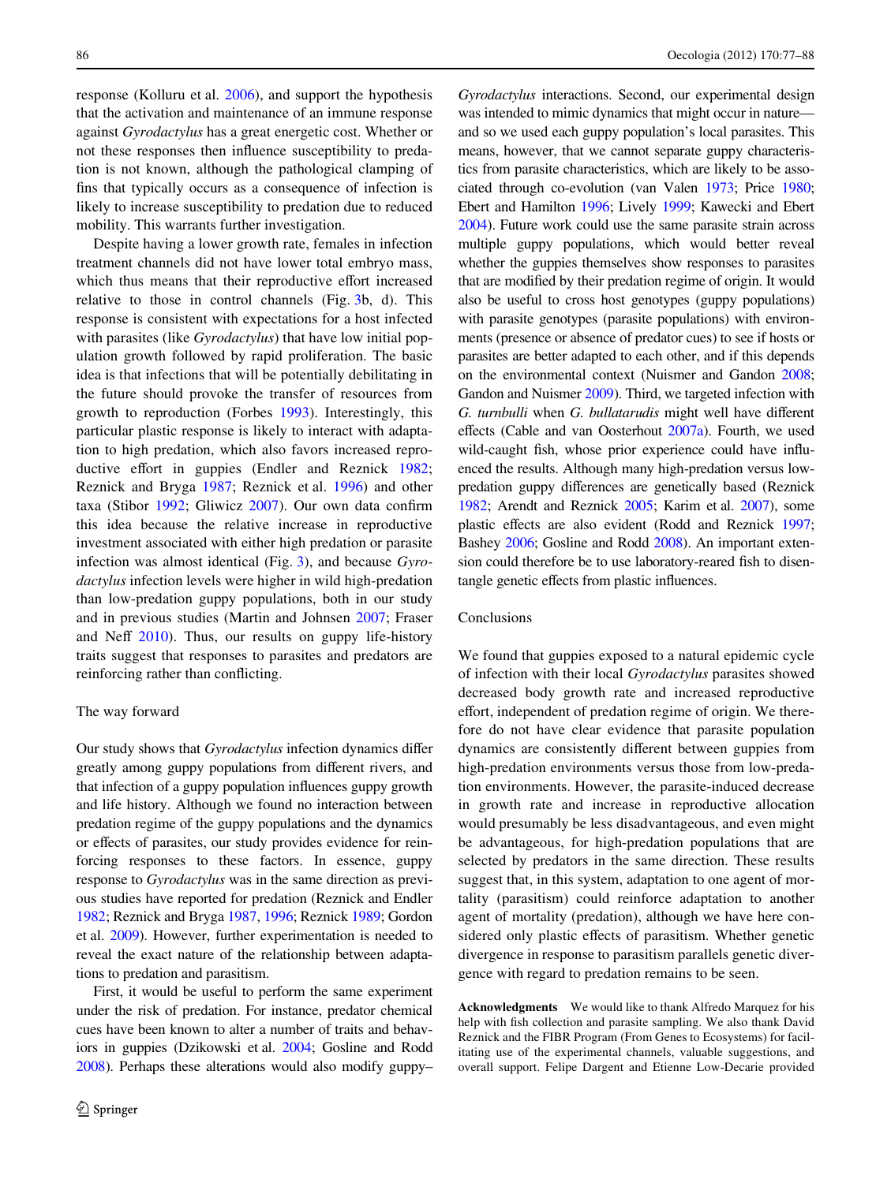response (Kolluru et al. 2006), and support the hypothesis that the activation and maintenance of an immune response against *Gyrodactylus* has a great energetic cost. Whether or not these responses then influence susceptibility to predation is not known, although the pathological clamping of fins that typically occurs as a consequence of infection is likely to increase susceptibility to predation due to reduced mobility. This warrants further investigation.

Despite having a lower growth rate, females in infection treatment channels did not have lower total embryo mass, which thus means that their reproductive effort increased relative to those in control channels (Fig. 3b, d). This response is consistent with expectations for a host infected with parasites (like *Gyrodactylus*) that have low initial population growth followed by rapid proliferation. The basic idea is that infections that will be potentially debilitating in the future should provoke the transfer of resources from growth to reproduction (Forbes 1993). Interestingly, this particular plastic response is likely to interact with adaptation to high predation, which also favors increased reproductive effort in guppies (Endler and Reznick 1982; Reznick and Bryga 1987; Reznick et al. 1996) and other taxa (Stibor 1992; Gliwicz 2007). Our own data confirm this idea because the relative increase in reproductive investment associated with either high predation or parasite infection was almost identical (Fig. 3), and because *Gyrodactylus* infection levels were higher in wild high-predation than low-predation guppy populations, both in our study and in previous studies (Martin and Johnsen 2007; Fraser and Neff 2010). Thus, our results on guppy life-history traits suggest that responses to parasites and predators are reinforcing rather than conflicting.

## The way forward

Our study shows that *Gyrodactylus* infection dynamics differ greatly among guppy populations from different rivers, and that infection of a guppy population influences guppy growth and life history. Although we found no interaction between predation regime of the guppy populations and the dynamics or effects of parasites, our study provides evidence for reinforcing responses to these factors. In essence, guppy response to *Gyrodactylus* was in the same direction as previous studies have reported for predation (Reznick and Endler 1982; Reznick and Bryga 1987, 1996; Reznick 1989; Gordon et al. 2009). However, further experimentation is needed to reveal the exact nature of the relationship between adaptations to predation and parasitism.

First, it would be useful to perform the same experiment under the risk of predation. For instance, predator chemical cues have been known to alter a number of traits and behaviors in guppies (Dzikowski et al. 2004; Gosline and Rodd 2008). Perhaps these alterations would also modify guppy–*Gyrodactylus* interactions. Second, our experimental design was intended to mimic dynamics that might occur in nature—and so we used each guppy population's local parasites. This means, however, that we cannot separate guppy characteristics from parasite characteristics, which are likely to be associated through co-evolution (van Valen 1973; Price 1980; Ebert and Hamilton 1996; Lively 1999; Kawecki and Ebert 2004). Future work could use the same parasite strain across multiple guppy populations, which would better reveal whether the guppies themselves show responses to parasites that are modified by their predation regime of origin. It would also be useful to cross host genotypes (guppy populations) with parasite genotypes (parasite populations) with environments (presence or absence of predator cues) to see if hosts or parasites are better adapted to each other, and if this depends on the environmental context (Nuismer and Gandon 2008; Gandon and Nuismer 2009). Third, we targeted infection with *G. turnbulli* when *G. bullatarudis* might well have different effects (Cable and van Oosterhout 2007a). Fourth, we used wild-caught fish, whose prior experience could have influenced the results. Although many high-predation versus low-predation guppy differences are genetically based (Reznick 1982; Arendt and Reznick 2005; Karim et al. 2007), some plastic effects are also evident (Rodd and Reznick 1997; Bashey 2006; Gosline and Rodd 2008). An important extension could therefore be to use laboratory-reared fish to disentangle genetic effects from plastic influences.

## Conclusions

We found that guppies exposed to a natural epidemic cycle of infection with their local *Gyrodactylus* parasites showed decreased body growth rate and increased reproductive effort, independent of predation regime of origin. We therefore do not have clear evidence that parasite population dynamics are consistently different between guppies from high-predation environments versus those from low-predation environments. However, the parasite-induced decrease in growth rate and increase in reproductive allocation would presumably be less disadvantageous, and even might be advantageous, for high-predation populations that are selected by predators in the same direction. These results suggest that, in this system, adaptation to one agent of mortality (parasitism) could reinforce adaptation to another agent of mortality (predation), although we have here considered only plastic effects of parasitism. Whether genetic divergence in response to parasitism parallels genetic divergence with regard to predation remains to be seen.

**Acknowledgments** We would like to thank Alfredo Marquez for his help with fish collection and parasite sampling. We also thank David Reznick and the FIBR Program (From Genes to Ecosystems) for facilitating use of the experimental channels, valuable suggestions, and overall support. Felipe Dargent and Etienne Low-Decarie provided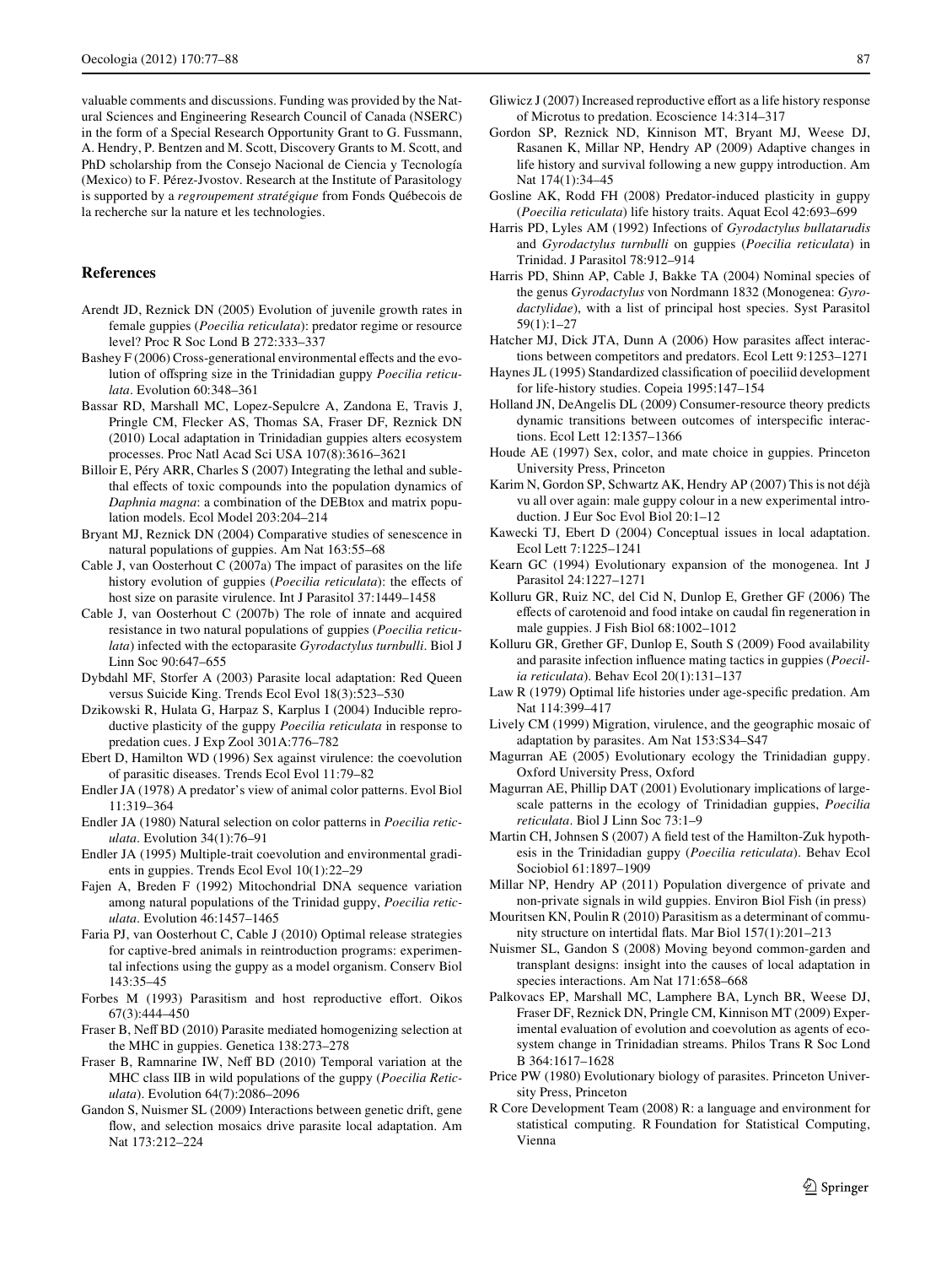valuable comments and discussions. Funding was provided by the Natural Sciences and Engineering Research Council of Canada (NSERC) in the form of a Special Research Opportunity Grant to G. Fussmann, A. Hendry, P. Bentzen and M. Scott, Discovery Grants to M. Scott, and PhD scholarship from the Consejo Nacional de Ciencia y Tecnología (Mexico) to F. Pérez-Jvostov. Research at the Institute of Parasitology is supported by a *regroupement stratégique* from Fonds Québecois de la recherche sur la nature et les technologies.

## References

Arendt JD, Reznick DN (2005) Evolution of juvenile growth rates in female guppies (*Poecilia reticulata*): predator regime or resource level? Proc R Soc Lond B 272:333–337

Bashey F (2006) Cross-generational environmental effects and the evolution of offspring size in the Trinidadian guppy *Poecilia reticulata*. Evolution 60:348–361

Bassar RD, Marshall MC, Lopez-Sepulcre A, Zandona E, Travis J, Pringle CM, Flecker AS, Thomas SA, Fraser DF, Reznick DN (2010) Local adaptation in Trinidadian guppies alters ecosystem processes. Proc Natl Acad Sci USA 107(8):3616–3621

Billoir E, Péry ARR, Charles S (2007) Integrating the lethal and sublethal effects of toxic compounds into the population dynamics of *Daphnia magna*: a combination of the DEBtox and matrix population models. Ecol Model 203:204–214

Bryant MJ, Reznick DN (2004) Comparative studies of senescence in natural populations of guppies. Am Nat 163:55–68

Cable J, van Oosterhout C (2007a) The impact of parasites on the life history evolution of guppies (*Poecilia reticulata*): the effects of host size on parasite virulence. Int J Parasitol 37:1449–1458

Cable J, van Oosterhout C (2007b) The role of innate and acquired resistance in two natural populations of guppies (*Poecilia reticulata*) infected with the ectoparasite *Gyrodactylus turnbulli*. Biol J Linn Soc 90:647–655

Dybdahl MF, Storfer A (2003) Parasite local adaptation: Red Queen versus Suicide King. Trends Ecol Evol 18(3):523–530

Dzikowski R, Hulata G, Harpaz S, Karplus I (2004) Inducible reproductive plasticity of the guppy *Poecilia reticulata* in response to predation cues. J Exp Zool 301A:776–782

Ebert D, Hamilton WD (1996) Sex against virulence: the coevolution of parasitic diseases. Trends Ecol Evol 11:79–82

Endler JA (1978) A predator's view of animal color patterns. Evol Biol 11:319–364

Endler JA (1980) Natural selection on color patterns in *Poecilia reticulata*. Evolution 34(1):76–91

Endler JA (1995) Multiple-trait coevolution and environmental gradients in guppies. Trends Ecol Evol 10(1):22–29

Fajen A, Breden F (1992) Mitochondrial DNA sequence variation among natural populations of the Trinidad guppy, *Poecilia reticulata*. Evolution 46:1457–1465

Faria PJ, van Oosterhout C, Cable J (2010) Optimal release strategies for captive-bred animals in reintroduction programs: experimental infections using the guppy as a model organism. Conserv Biol 143:35–45

Forbes M (1993) Parasitism and host reproductive effort. Oikos 67(3):444–450

Fraser B, Neff BD (2010) Parasite mediated homogenizing selection at the MHC in guppies. Genetica 138:273–278

Fraser B, Ramnarine IW, Neff BD (2010) Temporal variation at the MHC class IIB in wild populations of the guppy (*Poecilia Reticulata*). Evolution 64(7):2086–2096

Gandon S, Nuismer SL (2009) Interactions between genetic drift, gene flow, and selection mosaics drive parasite local adaptation. Am Nat 173:212–224

Gliwicz J (2007) Increased reproductive effort as a life history response of Microtus to predation. Ecoscience 14:314–317

Gordon SP, Reznick ND, Kinnison MT, Bryant MJ, Weese DJ, Rasanen K, Millar NP, Hendry AP (2009) Adaptive changes in life history and survival following a new guppy introduction. Am Nat 174(1):34–45

Gosline AK, Rodd FH (2008) Predator-induced plasticity in guppy (*Poecilia reticulata*) life history traits. Aquat Ecol 42:693–699

Harris PD, Lyles AM (1992) Infections of *Gyrodactylus bullatarudis* and *Gyrodactylus turnbulli* on guppies (*Poecilia reticulata*) in Trinidad. J Parasitol 78:912–914

Harris PD, Shinn AP, Cable J, Bakke TA (2004) Nominal species of the genus *Gyrodactylus* von Nordmann 1832 (Monogenea: *Gyrodactylidae*), with a list of principal host species. Syst Parasitol 59(1):1–27

Hatcher MJ, Dick JTA, Dunn A (2006) How parasites affect interactions between competitors and predators. Ecol Lett 9:1253–1271

Haynes JL (1995) Standardized classification of poeciliid development for life-history studies. Copeia 1995:147–154

Holland JN, DeAngelis DL (2009) Consumer-resource theory predicts dynamic transitions between outcomes of interspecific interactions. Ecol Lett 12:1357–1366

Houde AE (1997) Sex, color, and mate choice in guppies. Princeton University Press, Princeton

Karim N, Gordon SP, Schwartz AK, Hendry AP (2007) This is not déjà vu all over again: male guppy colour in a new experimental introduction. J Eur Soc Evol Biol 20:1–12

Kawecki TJ, Ebert D (2004) Conceptual issues in local adaptation. Ecol Lett 7:1225–1241

Kearn GC (1994) Evolutionary expansion of the monogenea. Int J Parasitol 24:1227–1271

Kolluru GR, Ruiz NC, del Cid N, Dunlop E, Grether GF (2006) The effects of carotenoid and food intake on caudal fin regeneration in male guppies. J Fish Biol 68:1002–1012

Kolluru GR, Grether GF, Dunlop E, South S (2009) Food availability and parasite infection influence mating tactics in guppies (*Poecilia reticulata*). Behav Ecol 20(1):131–137

Law R (1979) Optimal life histories under age-specific predation. Am Nat 114:399–417

Lively CM (1999) Migration, virulence, and the geographic mosaic of adaptation by parasites. Am Nat 153:S34–S47

Magurran AE (2005) Evolutionary ecology the Trinidadian guppy. Oxford University Press, Oxford

Magurran AE, Phillip DAT (2001) Evolutionary implications of large-scale patterns in the ecology of Trinidadian guppies, *Poecilia reticulata*. Biol J Linn Soc 73:1–9

Martin CH, Johnsen S (2007) A field test of the Hamilton-Zuk hypothesis in the Trinidadian guppy (*Poecilia reticulata*). Behav Ecol Sociobiol 61:1897–1909

Millar NP, Hendry AP (2011) Population divergence of private and non-private signals in wild guppies. Environ Biol Fish (in press)

Mouritsen KN, Poulin R (2010) Parasitism as a determinant of community structure on intertidal flats. Mar Biol 157(1):201–213

Nuismer SL, Gandon S (2008) Moving beyond common-garden and transplant designs: insight into the causes of local adaptation in species interactions. Am Nat 171:658–668

Palkovacs EP, Marshall MC, Lamphere BA, Lynch BR, Weese DJ, Fraser DF, Reznick DN, Pringle CM, Kinnison MT (2009) Experimental evaluation of evolution and coevolution as agents of ecosystem change in Trinidadian streams. Philos Trans R Soc Lond B 364:1617–1628

Price PW (1980) Evolutionary biology of parasites. Princeton University Press, Princeton

R Core Development Team (2008) R: a language and environment for statistical computing. R Foundation for Statistical Computing, Vienna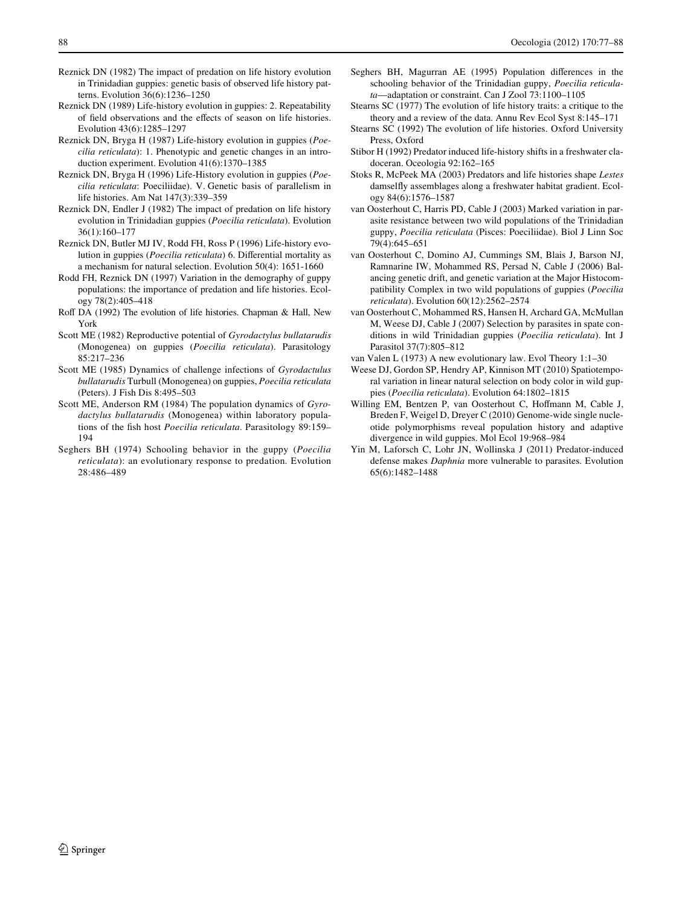Reznick DN (1982) The impact of predation on life history evolution in Trinidadian guppies: genetic basis of observed life history patterns. Evolution 36(6):1236–1250

Reznick DN (1989) Life-history evolution in guppies: 2. Repeatability of field observations and the effects of season on life histories. Evolution 43(6):1285–1297

Reznick DN, Bryga H (1987) Life-history evolution in guppies (*Poecilia reticulata*): 1. Phenotypic and genetic changes in an introduction experiment. Evolution 41(6):1370–1385

Reznick DN, Bryga H (1996) Life-History evolution in guppies (*Poecilia reticulata*: Poeciliidae). V. Genetic basis of parallelism in life histories. Am Nat 147(3):339–359

Reznick DN, Endler J (1982) The impact of predation on life history evolution in Trinidadian guppies (*Poecilia reticulata*). Evolution 36(1):160–177

Reznick DN, Butler MJ IV, Rodd FH, Ross P (1996) Life-history evolution in guppies (*Poecilia reticulata*) 6. Differential mortality as a mechanism for natural selection. Evolution 50(4): 1651-1660

Rodd FH, Reznick DN (1997) Variation in the demography of guppy populations: the importance of predation and life histories. Ecology 78(2):405–418

Roff DA (1992) The evolution of life histories. Chapman & Hall, New York

Scott ME (1982) Reproductive potential of *Gyrodactylus bullatarudis* (Monogenea) on guppies (*Poecilia reticulata*). Parasitology 85:217–236

Scott ME (1985) Dynamics of challenge infections of *Gyrodactulus bullatarudis* Turbull (Monogenea) on guppies, *Poecilia reticulata* (Peters). J Fish Dis 8:495–503

Scott ME, Anderson RM (1984) The population dynamics of *Gyrodactylus bullatarudis* (Monogenea) within laboratory populations of the fish host *Poecilia reticulata*. Parasitology 89:159–194

Seghers BH (1974) Schooling behavior in the guppy (*Poecilia reticulata*): an evolutionary response to predation. Evolution 28:486–489

Seghers BH, Magurran AE (1995) Population differences in the schooling behavior of the Trinidadian guppy, *Poecilia reticulata*—adaptation or constraint. Can J Zool 73:1100–1105

Stearns SC (1977) The evolution of life history traits: a critique to the theory and a review of the data. Annu Rev Ecol Syst 8:145–171

Stearns SC (1992) The evolution of life histories. Oxford University Press, Oxford

Stibor H (1992) Predator induced life-history shifts in a freshwater cladoceran. Oceologia 92:162–165

Stoks R, McPeek MA (2003) Predators and life histories shape *Lestes* damselfly assemblages along a freshwater habitat gradient. Ecology 84(6):1576–1587

van Oosterhout C, Harris PD, Cable J (2003) Marked variation in parasite resistance between two wild populations of the Trinidadian guppy, *Poecilia reticulata* (Pisces: Poeciliidae). Biol J Linn Soc 79(4):645–651

van Oosterhout C, Domino AJ, Cummings SM, Blais J, Barson NJ, Ramnarine IW, Mohammed RS, Persad N, Cable J (2006) Balancing genetic drift, and genetic variation at the Major Histocompatibility Complex in two wild populations of guppies (*Poecilia reticulata*). Evolution 60(12):2562–2574

van Oosterhout C, Mohammed RS, Hansen H, Archard GA, McMullan M, Weese DJ, Cable J (2007) Selection by parasites in spate conditions in wild Trinidadian guppies (*Poecilia reticulata*). Int J Parasitol 37(7):805–812

van Valen L (1973) A new evolutionary law. Evol Theory 1:1–30

Weese DJ, Gordon SP, Hendry AP, Kinnison MT (2010) Spatiotemporal variation in linear natural selection on body color in wild guppies (*Poecilia reticulata*). Evolution 64:1802–1815

Willing EM, Bentzen P, van Oosterhout C, Hoffmann M, Cable J, Breden F, Weigel D, Dreyer C (2010) Genome-wide single nucleotide polymorphisms reveal population history and adaptive divergence in wild guppies. Mol Ecol 19:968–984

Yin M, Laforsch C, Lohr JN, Wollinska J (2011) Predator-induced defense makes *Daphnia* more vulnerable to parasites. Evolution 65(6):1482–1488